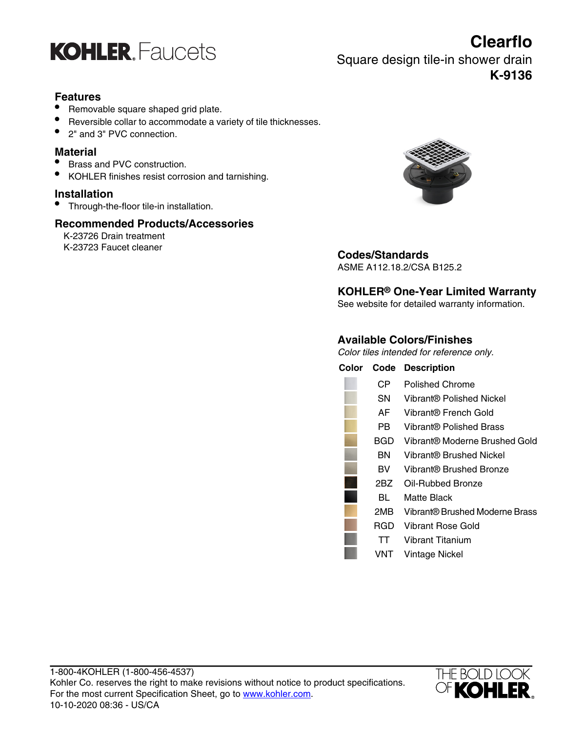# KOHLER Faucets

# Clearflo

## Square design tile-in shower drain

**K-9136**

### Features

- Removable square shaped grid plate.
- Reversible collar to accommodate a variety of tile thicknesses.
- 2" and 3" PVC connection.

### Material

- Brass and PVC construction.
- KOHLER finishes resist corrosion and tarnishing.

### Installation

- Through-the-floor tile-in installation.

### Recommended Products/Accessories

K-23726 Drain treatment
K-23723 Faucet cleaner

### Codes/Standards

ASME A112.18.2/CSA B125.2

### KOHLER® One-Year Limited Warranty

See website for detailed warranty information.

### Available Colors/Finishes

*Color tiles intended for reference only.*

| Color | Code | Description |
|---|---|---|
| | CP | Polished Chrome |
| | SN | Vibrant® Polished Nickel |
| | AF | Vibrant® French Gold |
| | PB | Vibrant® Polished Brass |
| | BGD | Vibrant® Moderne Brushed Gold |
| | BN | Vibrant® Brushed Nickel |
| | BV | Vibrant® Brushed Bronze |
| | 2BZ | Oil-Rubbed Bronze |
| | BL | Matte Black |
| | 2MB | Vibrant® Brushed Moderne Brass |
| | RGD | Vibrant Rose Gold |
| | TT | Vibrant Titanium |
| | VNT | Vintage Nickel |

1-800-4KOHLER (1-800-456-4537)
Kohler Co. reserves the right to make revisions without notice to product specifications.
For the most current Specification Sheet, go to www.kohler.com.
10-10-2020 08:36 - US/CA

THE BOLD LOOK OF KOHLER.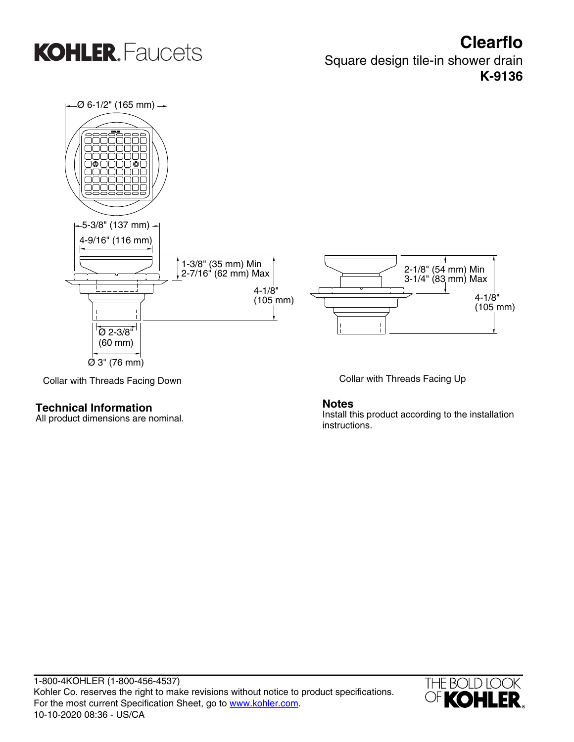KOHLER. Faucets

# Clearflo

Square design tile-in shower drain

**K-9136**

Ø 6-1/2" (165 mm)

5-3/8" (137 mm)

4-9/16" (116 mm)

1-3/8" (35 mm) Min
2-7/16" (62 mm) Max

4-1/8"
(105 mm)

Ø 2-3/8"
(60 mm)

Ø 3" (76 mm)

Collar with Threads Facing Down

2-1/8" (54 mm) Min
3-1/4" (83 mm) Max

4-1/8"
(105 mm)

Collar with Threads Facing Up

## Technical Information

All product dimensions are nominal.

## Notes

Install this product according to the installation instructions.

1-800-4KOHLER (1-800-456-4537)
Kohler Co. reserves the right to make revisions without notice to product specifications.
For the most current Specification Sheet, go to www.kohler.com.
10-10-2020 08:36 - US/CA

THE BOLD LOOK OF KOHLER.